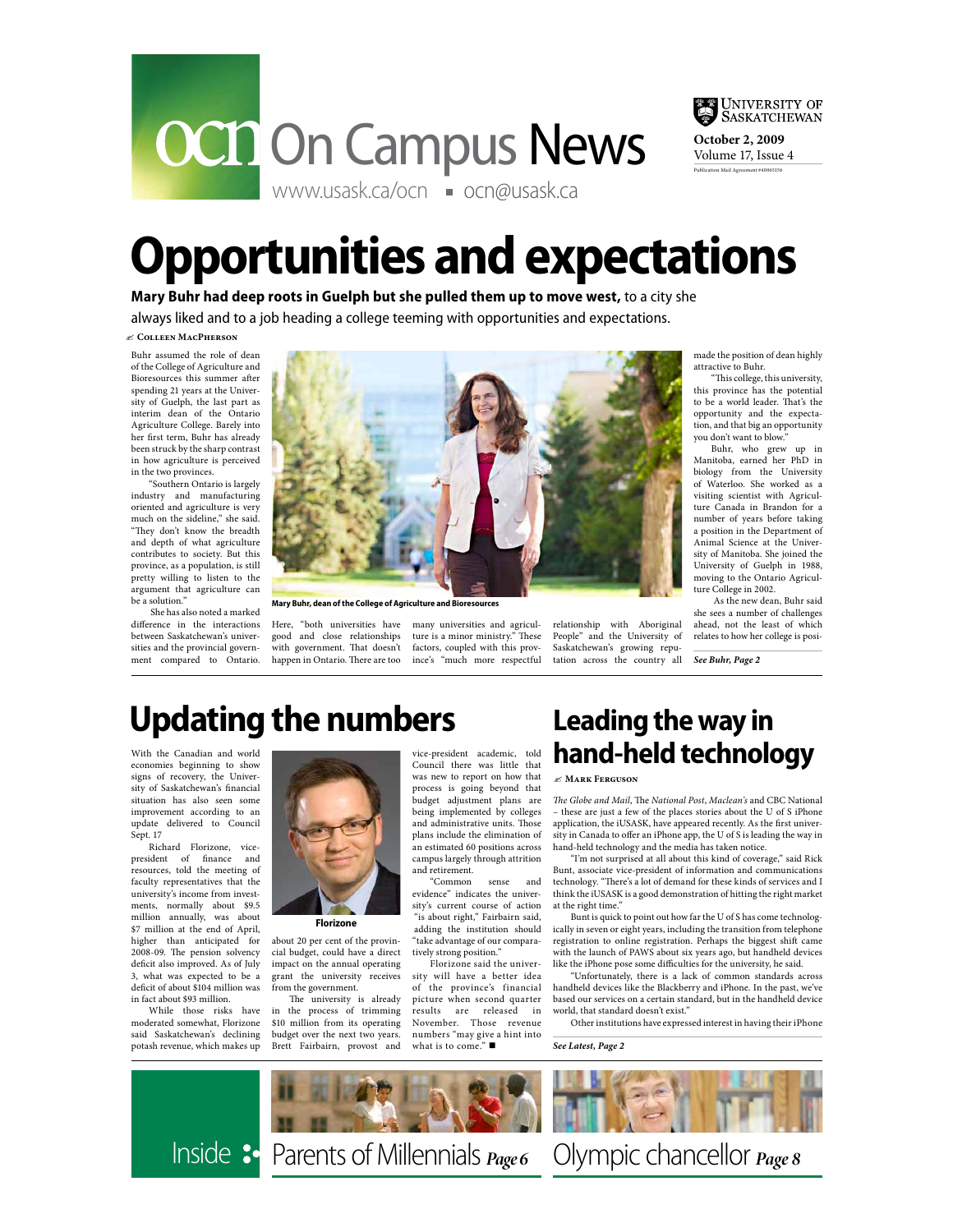# ocn On Campus News

www.usask.ca/ocn ▪ ocn@usask.ca

University of Saskatchewan

**October 2, 2009**
Volume 17, Issue 4

Publication Mail Agreement #40065156

# Opportunities and expectations

**Mary Buhr had deep roots in Guelph but she pulled them up to move west,** to a city she always liked and to a job heading a college teeming with opportunities and expectations.

✍ Colleen MacPherson

Buhr assumed the role of dean of the College of Agriculture and Bioresources this summer after spending 21 years at the University of Guelph, the last part as interim dean of the Ontario Agriculture College. Barely into her first term, Buhr has already been struck by the sharp contrast in how agriculture is perceived in the two provinces.

"Southern Ontario is largely industry and manufacturing oriented and agriculture is very much on the sideline," she said. "They don't know the breadth and depth of what agriculture contributes to society. But this province, as a population, is still pretty willing to listen to the argument that agriculture can be a solution."

She has also noted a marked difference in the interactions between Saskatchewan's universities and the provincial government compared to Ontario. Here, "both universities have good and close relationships with government. That doesn't happen in Ontario. There are too many universities and agriculture is a minor ministry." These factors, coupled with this province's "much more respectful relationship with Aboriginal People" and the University of Saskatchewan's growing reputation across the country all made the position of dean highly attractive to Buhr.

**Mary Buhr, dean of the College of Agriculture and Bioresources**

"This college, this university, this province has the potential to be a world leader. That's the opportunity and the expectation, and that big an opportunity you don't want to blow."

Buhr, who grew up in Manitoba, earned her PhD in biology from the University of Waterloo. She worked as a visiting scientist with Agriculture Canada in Brandon for a number of years before taking a position in the Department of Animal Science at the University of Manitoba. She joined the University of Guelph in 1988, moving to the Ontario Agriculture College in 2002.

As the new dean, Buhr said she sees a number of challenges ahead, not the least of which relates to how her college is posi-

*See Buhr, Page 2*

# Updating the numbers

With the Canadian and world economies beginning to show signs of recovery, the University of Saskatchewan's financial situation has also seen some improvement according to an update delivered to Council Sept. 17

Richard Florizone, vice-president of finance and resources, told the meeting of faculty representatives that the university's income from investments, normally about $9.5 million annually, was about $7 million at the end of April, higher than anticipated for 2008-09. The pension solvency deficit also improved. As of July 3, what was expected to be a deficit of about $104 million was in fact about $93 million.

While those risks have moderated somewhat, Florizone said Saskatchewan's declining potash revenue, which makes up about 20 per cent of the provincial budget, could have a direct impact on the annual operating grant the university receives from the government.

**Florizone**

The university is already in the process of trimming $10 million from its operating budget over the next two years. Brett Fairbairn, provost and vice-president academic, told Council there was little that was new to report on how that process is going beyond that budget adjustment plans are being implemented by colleges and administrative units. Those plans include the elimination of an estimated 60 positions across campus largely through attrition and retirement.

"Common sense and evidence" indicates the university's current course of action "is about right," Fairbairn said, adding the institution should "take advantage of our comparatively strong position."

Florizone said the university will have a better idea of the province's financial picture when second quarter results are released in November. Those revenue numbers "may give a hint into what is to come." ■

# Leading the way in hand-held technology

✍ Mark Ferguson

*The Globe and Mail*, The *National Post*, *Maclean's* and CBC National – these are just a few of the places stories about the U of S iPhone application, the iUSASK, have appeared recently. As the first university in Canada to offer an iPhone app, the U of S is leading the way in hand-held technology and the media has taken notice.

"I'm not surprised at all about this kind of coverage," said Rick Bunt, associate vice-president of information and communications technology. "There's a lot of demand for these kinds of services and I think the iUSASK is a good demonstration of hitting the right market at the right time."

Bunt is quick to point out how far the U of S has come technologically in seven or eight years, including the transition from telephone registration to online registration. Perhaps the biggest shift came with the launch of PAWS about six years ago, but handheld devices like the iPhone pose some difficulties for the university, he said.

"Unfortunately, there is a lack of common standards across handheld devices like the Blackberry and iPhone. In the past, we've based our services on a certain standard, but in the handheld device world, that standard doesn't exist."

Other institutions have expressed interest in having their iPhone

*See Latest, Page 2*

Inside: Parents of Millennials *Page 6* — Olympic chancellor *Page 8*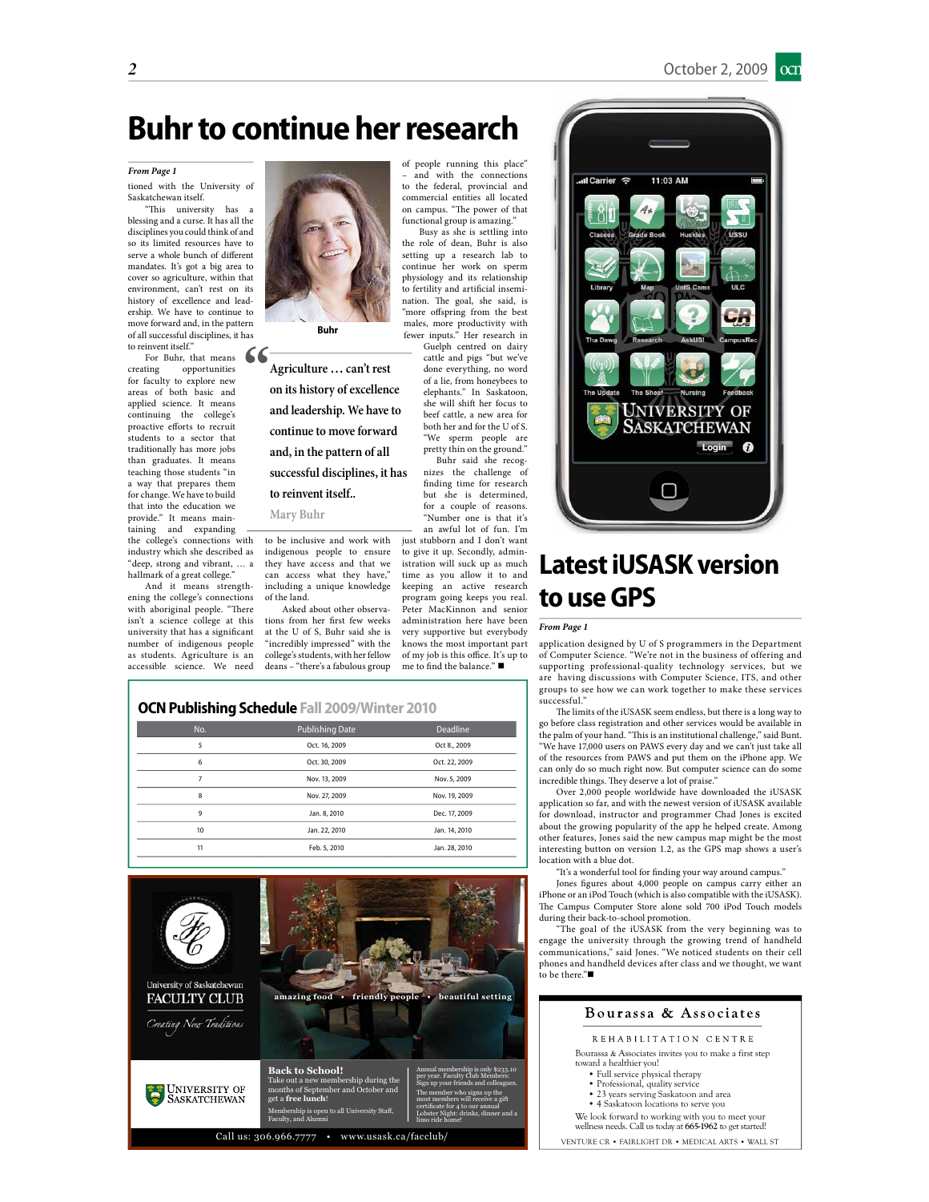# Buhr to continue her research

*From Page 1*

tioned with the University of Saskatchewan itself.

"This university has a blessing and a curse. It has all the disciplines you could think of and so its limited resources have to serve a whole bunch of different mandates. It's got a big area to cover so agriculture, within that environment, can't rest on its history of excellence and leadership. We have to continue to move forward and, in the pattern of all successful disciplines, it has to reinvent itself."

For Buhr, that means creating opportunities for faculty to explore new areas of both basic and applied science. It means continuing the college's proactive efforts to recruit students to a sector that traditionally has more jobs than graduates. It means teaching those students "in a way that prepares them for change. We have to build that into the education we provide." It means maintaining and expanding the college's connections with industry which she described as "deep, strong and vibrant, … a hallmark of a great college."

And it means strengthening the college's connections with aboriginal people. "There isn't a science college at this university that has a significant number of indigenous people as students. Agriculture is an accessible science. We need to be inclusive and work with indigenous people to ensure they have access and what they have," including a unique knowledge of the land.

Buhr

> Agriculture … can't rest on its history of excellence and leadership. We have to continue to move forward and, in the pattern of all successful disciplines, it has to reinvent itself..
>
> Mary Buhr

Asked about other observations from her first few weeks at the U of S, Buhr said she is "incredibly impressed" with the college's students, with her fellow deans – "there's a fabulous group of people running this place" – and with the connections to the federal, provincial and commercial entities all located on campus. "The power of that functional group is amazing."

Busy as she is settling into the role of dean, Buhr is also setting up a research lab to continue her work on sperm physiology and its relationship to fertility and artificial insemination. The goal, she said, is "more offspring from the best males, more productivity with fewer inputs." Her research in Guelph centred on dairy cattle and pigs "but we've done everything, no word of a lie, from honeybees to elephants." In Saskatoon, she will shift her focus to beef cattle, a new area for both her and for the U of S. "We sperm people are pretty thin on the ground."

Buhr said she recognizes the challenge of finding time for research but she is determined, for a couple of reasons. "Number one is that it's an awful lot of fun. I'm just stubborn and I don't want to give it up. Secondly, administration will suck up as much time as you allow it to and keeping an active research program going keeps you real. Peter MacKinnon and senior administration here have been very supportive but everybody knows the most important part of my job is this office. It's up to me to find the balance." ■

## OCN Publishing Schedule Fall 2009/Winter 2010

| No. | Publishing Date | Deadline |
|---|---|---|
| 5 | Oct. 16, 2009 | Oct 8., 2009 |
| 6 | Oct. 30, 2009 | Oct. 22, 2009 |
| 7 | Nov. 13, 2009 | Nov. 5, 2009 |
| 8 | Nov. 27, 2009 | Nov. 19, 2009 |
| 9 | Jan. 8, 2010 | Dec. 17, 2009 |
| 10 | Jan. 22, 2010 | Jan. 14, 2010 |
| 11 | Feb. 5, 2010 | Jan. 28, 2010 |

University of Saskatchewan FACULTY CLUB

Creating New Traditions

amazing food • friendly people • beautiful setting

**Back to School!**
Take out a new membership during the months of September and October and get a **free lunch**!

Membership is open to all University Staff, Faculty, and Alumni

Annual membership is only $233.10 per year. Faculty Club Members: Sign up your friends and colleagues. The member who signs up the most members will receive a gift certificate for 4 to our annual Lobster Night: drinks, dinner and a limo ride home!

UNIVERSITY OF SASKATCHEWAN

Call us: 306.966.7777 • www.usask.ca/facclub/

# Latest iUSASK version to use GPS

*From Page 1*

application designed by U of S programmers in the Department of Computer Science. "We're not in the business of offering and supporting professional-quality technology services, but we are having discussions with Computer Science, ITS, and other groups to see how we can work together to make these services successful."

The limits of the iUSASK seem endless, but there is a long way to go before class registration and other services would be available in the palm of your hand. "This is an institutional challenge," said Bunt. "We have 17,000 users on PAWS every day and we can't just take all of the resources from PAWS and put them on the iPhone app. We can only do so much right now. But computer science can do some incredible things. They deserve a lot of praise."

Over 2,000 people worldwide have downloaded the iUSASK application so far, and with the newest version of iUSASK available for download, instructor and programmer Chad Jones is excited about the growing popularity of the app he helped create. Among other features, Jones said the new campus map might be the most interesting button on version 1.2, as the GPS map shows a user's location with a blue dot.

"It's a wonderful tool for finding your way around campus."

Jones figures about 4,000 people on campus carry either an iPhone or an iPod Touch (which is also compatible with the iUSASK). The Campus Computer Store alone sold 700 iPod Touch models during their back-to-school promotion.

"The goal of the iUSASK from the very beginning was to engage the university through the growing trend of handheld communications," said Jones. "We noticed students on their cell phones and handheld devices after class and we thought, we want to be there."■

**Bourassa & Associates**

REHABILITATION CENTRE

Bourassa & Associates invites you to make a first step toward a healthier you!

- Full service physical therapy
- Professional, quality service
- 23 years serving Saskatoon and area
- 4 Saskatoon locations to serve you

We look forward to working with you to meet your wellness needs. Call us today at **665-1962** to get started!

VENTURE CR • FAIRLIGHT DR • MEDICAL ARTS • WALL ST